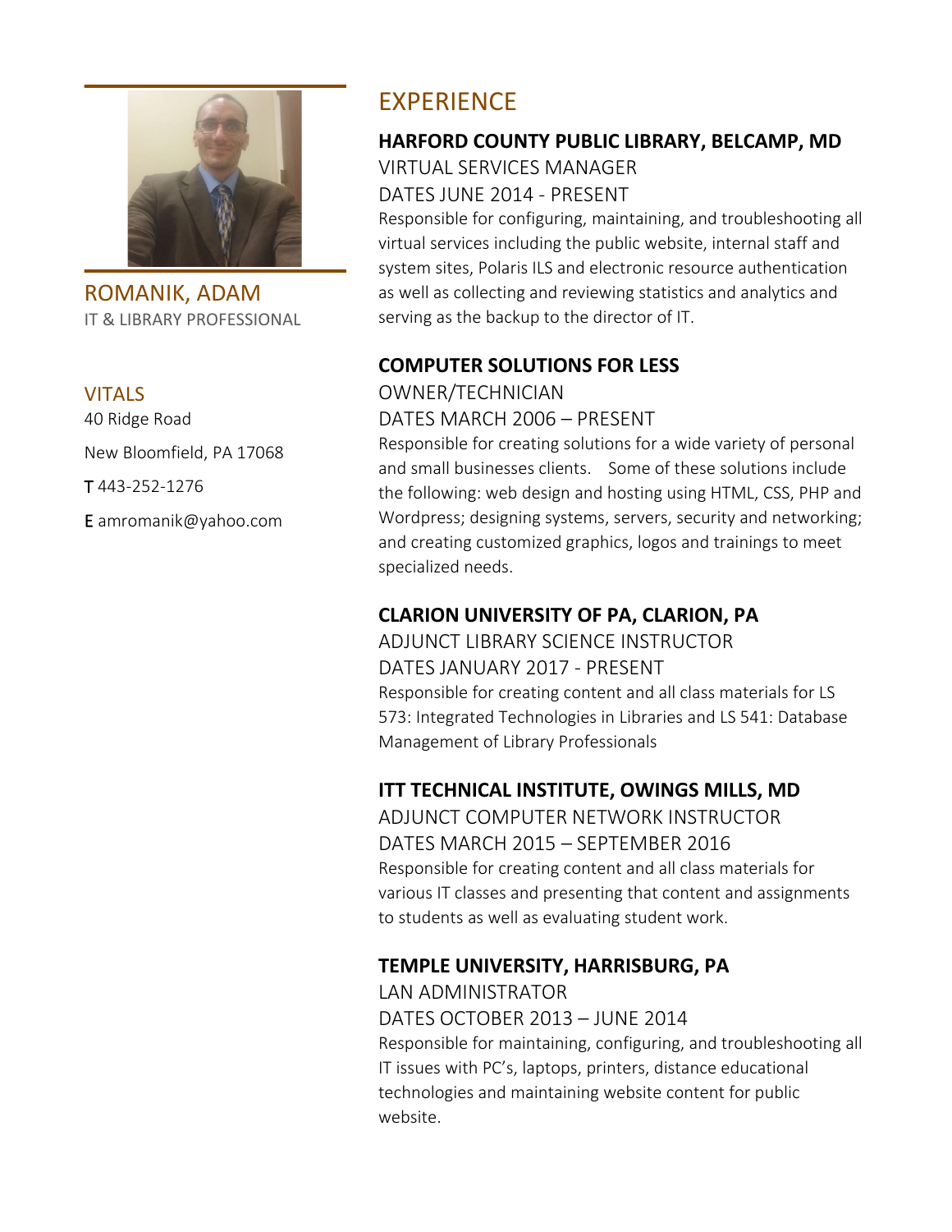# ROMANIK, ADAM

IT & LIBRARY PROFESSIONAL

## VITALS

40 Ridge Road

New Bloomfield, PA 17068

T 443-252-1276

E amromanik@yahoo.com

## EXPERIENCE

### HARFORD COUNTY PUBLIC LIBRARY, BELCAMP, MD

VIRTUAL SERVICES MANAGER

DATES JUNE 2014 - PRESENT

Responsible for configuring, maintaining, and troubleshooting all virtual services including the public website, internal staff and system sites, Polaris ILS and electronic resource authentication as well as collecting and reviewing statistics and analytics and serving as the backup to the director of IT.

### COMPUTER SOLUTIONS FOR LESS

OWNER/TECHNICIAN

DATES MARCH 2006 – PRESENT

Responsible for creating solutions for a wide variety of personal and small businesses clients. Some of these solutions include the following: web design and hosting using HTML, CSS, PHP and Wordpress; designing systems, servers, security and networking; and creating customized graphics, logos and trainings to meet specialized needs.

### CLARION UNIVERSITY OF PA, CLARION, PA

ADJUNCT LIBRARY SCIENCE INSTRUCTOR

DATES JANUARY 2017 - PRESENT

Responsible for creating content and all class materials for LS 573: Integrated Technologies in Libraries and LS 541: Database Management of Library Professionals

### ITT TECHNICAL INSTITUTE, OWINGS MILLS, MD

ADJUNCT COMPUTER NETWORK INSTRUCTOR

DATES MARCH 2015 – SEPTEMBER 2016

Responsible for creating content and all class materials for various IT classes and presenting that content and assignments to students as well as evaluating student work.

### TEMPLE UNIVERSITY, HARRISBURG, PA

LAN ADMINISTRATOR

DATES OCTOBER 2013 – JUNE 2014

Responsible for maintaining, configuring, and troubleshooting all IT issues with PC's, laptops, printers, distance educational technologies and maintaining website content for public website.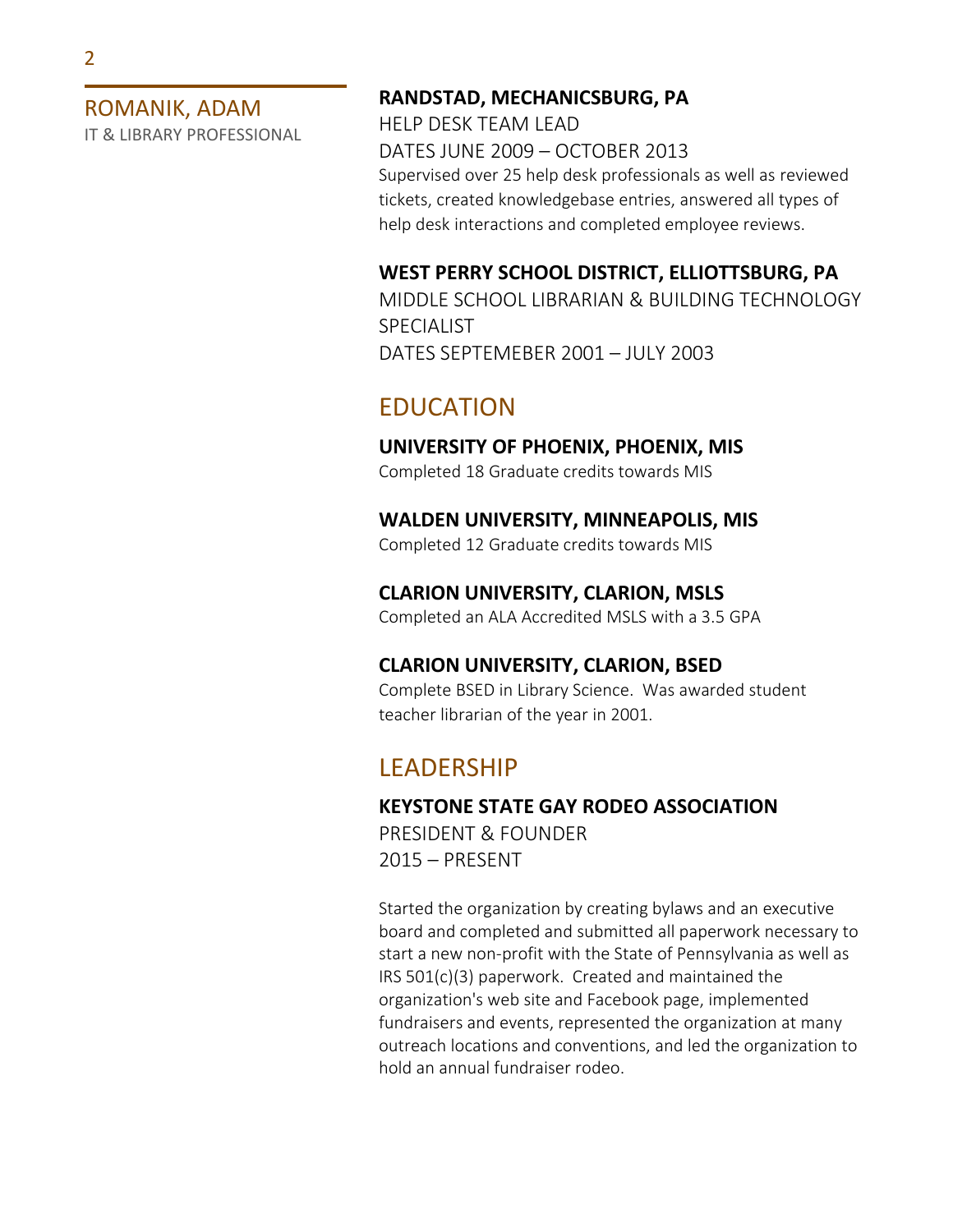**RANDSTAD, MECHANICSBURG, PA**

HELP DESK TEAM LEAD

DATES JUNE 2009 – OCTOBER 2013

Supervised over 25 help desk professionals as well as reviewed tickets, created knowledgebase entries, answered all types of help desk interactions and completed employee reviews.

**WEST PERRY SCHOOL DISTRICT, ELLIOTTSBURG, PA**

MIDDLE SCHOOL LIBRARIAN & BUILDING TECHNOLOGY SPECIALIST

DATES SEPTEMEBER 2001 – JULY 2003

## EDUCATION

**UNIVERSITY OF PHOENIX, PHOENIX, MIS**

Completed 18 Graduate credits towards MIS

**WALDEN UNIVERSITY, MINNEAPOLIS, MIS**

Completed 12 Graduate credits towards MIS

**CLARION UNIVERSITY, CLARION, MSLS**

Completed an ALA Accredited MSLS with a 3.5 GPA

**CLARION UNIVERSITY, CLARION, BSED**

Complete BSED in Library Science. Was awarded student teacher librarian of the year in 2001.

## LEADERSHIP

**KEYSTONE STATE GAY RODEO ASSOCIATION**

PRESIDENT & FOUNDER

2015 – PRESENT

Started the organization by creating bylaws and an executive board and completed and submitted all paperwork necessary to start a new non-profit with the State of Pennsylvania as well as IRS 501(c)(3) paperwork. Created and maintained the organization's web site and Facebook page, implemented fundraisers and events, represented the organization at many outreach locations and conventions, and led the organization to hold an annual fundraiser rodeo.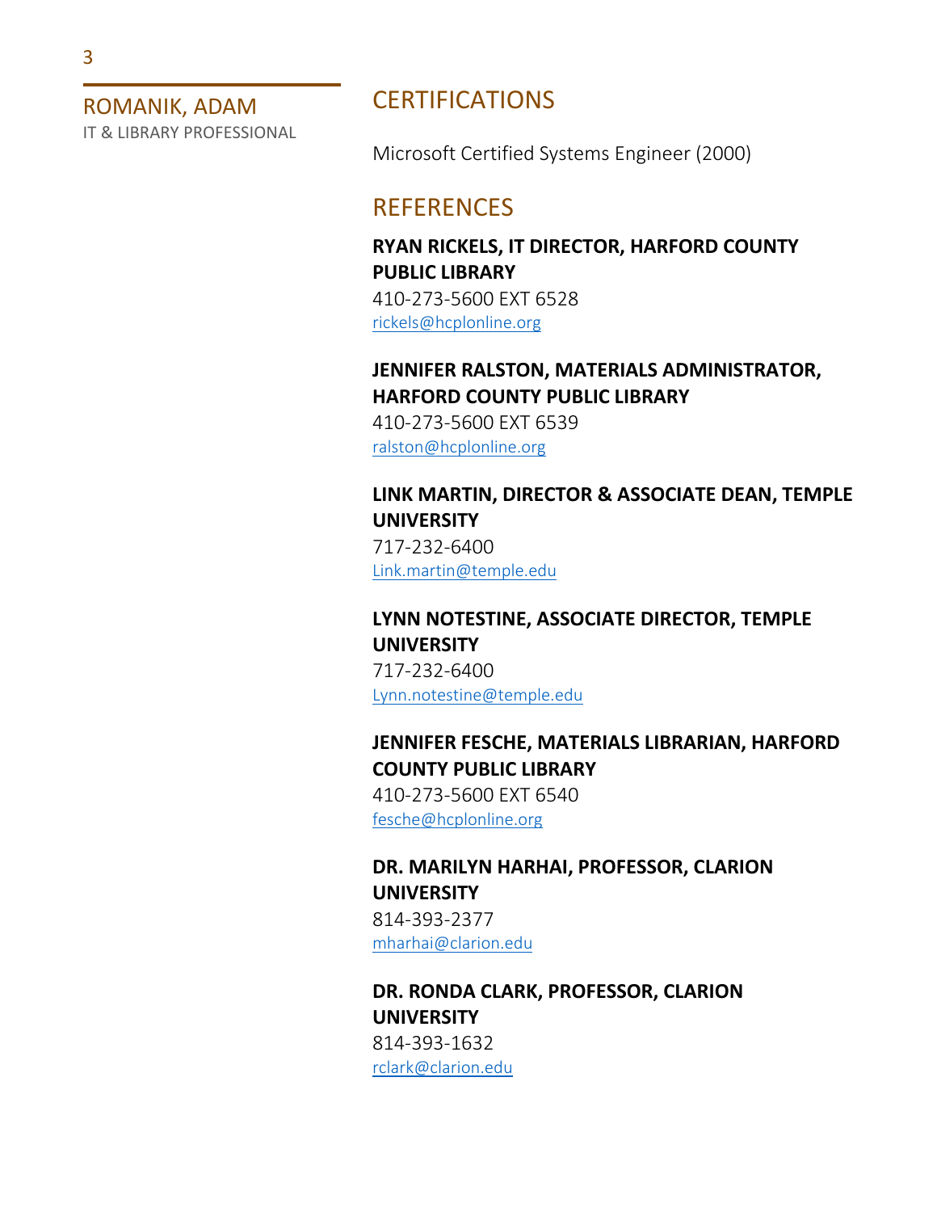## CERTIFICATIONS

Microsoft Certified Systems Engineer (2000)

## REFERENCES

**RYAN RICKELS, IT DIRECTOR, HARFORD COUNTY PUBLIC LIBRARY**
410-273-5600 EXT 6528
rickels@hcplonline.org

**JENNIFER RALSTON, MATERIALS ADMINISTRATOR, HARFORD COUNTY PUBLIC LIBRARY**
410-273-5600 EXT 6539
ralston@hcplonline.org

**LINK MARTIN, DIRECTOR & ASSOCIATE DEAN, TEMPLE UNIVERSITY**
717-232-6400
Link.martin@temple.edu

**LYNN NOTESTINE, ASSOCIATE DIRECTOR, TEMPLE UNIVERSITY**
717-232-6400
Lynn.notestine@temple.edu

**JENNIFER FESCHE, MATERIALS LIBRARIAN, HARFORD COUNTY PUBLIC LIBRARY**
410-273-5600 EXT 6540
fesche@hcplonline.org

**DR. MARILYN HARHAI, PROFESSOR, CLARION UNIVERSITY**
814-393-2377
mharhai@clarion.edu

**DR. RONDA CLARK, PROFESSOR, CLARION UNIVERSITY**
814-393-1632
rclark@clarion.edu